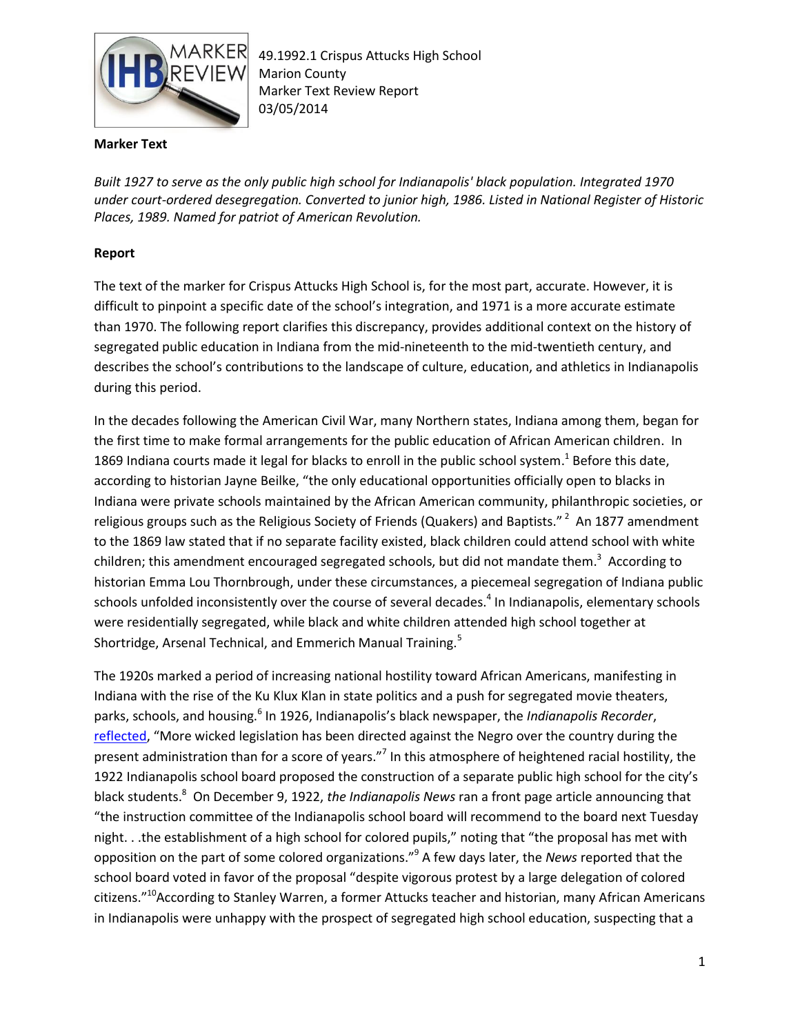49.1992.1 Crispus Attucks High School
Marion County
Marker Text Review Report
03/05/2014

**Marker Text**

*Built 1927 to serve as the only public high school for Indianapolis' black population. Integrated 1970 under court-ordered desegregation. Converted to junior high, 1986. Listed in National Register of Historic Places, 1989. Named for patriot of American Revolution.*

**Report**

The text of the marker for Crispus Attucks High School is, for the most part, accurate. However, it is difficult to pinpoint a specific date of the school's integration, and 1971 is a more accurate estimate than 1970. The following report clarifies this discrepancy, provides additional context on the history of segregated public education in Indiana from the mid-nineteenth to the mid-twentieth century, and describes the school's contributions to the landscape of culture, education, and athletics in Indianapolis during this period.

In the decades following the American Civil War, many Northern states, Indiana among them, began for the first time to make formal arrangements for the public education of African American children. In 1869 Indiana courts made it legal for blacks to enroll in the public school system.[1] Before this date, according to historian Jayne Beilke, "the only educational opportunities officially open to blacks in Indiana were private schools maintained by the African American community, philanthropic societies, or religious groups such as the Religious Society of Friends (Quakers) and Baptists."[2] An 1877 amendment to the 1869 law stated that if no separate facility existed, black children could attend school with white children; this amendment encouraged segregated schools, but did not mandate them.[3] According to historian Emma Lou Thornbrough, under these circumstances, a piecemeal segregation of Indiana public schools unfolded inconsistently over the course of several decades.[4] In Indianapolis, elementary schools were residentially segregated, while black and white children attended high school together at Shortridge, Arsenal Technical, and Emmerich Manual Training.[5]

The 1920s marked a period of increasing national hostility toward African Americans, manifesting in Indiana with the rise of the Ku Klux Klan in state politics and a push for segregated movie theaters, parks, schools, and housing.[6] In 1926, Indianapolis's black newspaper, the *Indianapolis Recorder*, reflected, "More wicked legislation has been directed against the Negro over the country during the present administration than for a score of years."[7] In this atmosphere of heightened racial hostility, the 1922 Indianapolis school board proposed the construction of a separate public high school for the city's black students.[8] On December 9, 1922, *the Indianapolis News* ran a front page article announcing that "the instruction committee of the Indianapolis school board will recommend to the board next Tuesday night. . .the establishment of a high school for colored pupils," noting that "the proposal has met with opposition on the part of some colored organizations."[9] A few days later, the *News* reported that the school board voted in favor of the proposal "despite vigorous protest by a large delegation of colored citizens."[10] According to Stanley Warren, a former Attucks teacher and historian, many African Americans in Indianapolis were unhappy with the prospect of segregated high school education, suspecting that a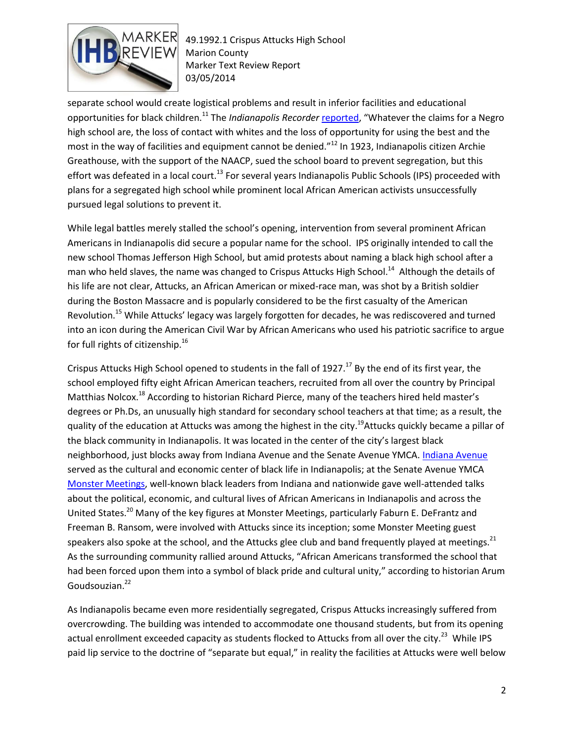separate school would create logistical problems and result in inferior facilities and educational opportunities for black children.[11] The *Indianapolis Recorder* reported, "Whatever the claims for a Negro high school are, the loss of contact with whites and the loss of opportunity for using the best and the most in the way of facilities and equipment cannot be denied."[12] In 1923, Indianapolis citizen Archie Greathouse, with the support of the NAACP, sued the school board to prevent segregation, but this effort was defeated in a local court.[13] For several years Indianapolis Public Schools (IPS) proceeded with plans for a segregated high school while prominent local African American activists unsuccessfully pursued legal solutions to prevent it.

While legal battles merely stalled the school's opening, intervention from several prominent African Americans in Indianapolis did secure a popular name for the school. IPS originally intended to call the new school Thomas Jefferson High School, but amid protests about naming a black high school after a man who held slaves, the name was changed to Crispus Attucks High School.[14] Although the details of his life are not clear, Attucks, an African American or mixed-race man, was shot by a British soldier during the Boston Massacre and is popularly considered to be the first casualty of the American Revolution.[15] While Attucks' legacy was largely forgotten for decades, he was rediscovered and turned into an icon during the American Civil War by African Americans who used his patriotic sacrifice to argue for full rights of citizenship.[16]

Crispus Attucks High School opened to students in the fall of 1927.[17] By the end of its first year, the school employed fifty eight African American teachers, recruited from all over the country by Principal Matthias Nolcox.[18] According to historian Richard Pierce, many of the teachers hired held master's degrees or Ph.Ds, an unusually high standard for secondary school teachers at that time; as a result, the quality of the education at Attucks was among the highest in the city.[19]Attucks quickly became a pillar of the black community in Indianapolis. It was located in the center of the city's largest black neighborhood, just blocks away from Indiana Avenue and the Senate Avenue YMCA. Indiana Avenue served as the cultural and economic center of black life in Indianapolis; at the Senate Avenue YMCA Monster Meetings, well-known black leaders from Indiana and nationwide gave well-attended talks about the political, economic, and cultural lives of African Americans in Indianapolis and across the United States.[20] Many of the key figures at Monster Meetings, particularly Faburn E. DeFrantz and Freeman B. Ransom, were involved with Attucks since its inception; some Monster Meeting guest speakers also spoke at the school, and the Attucks glee club and band frequently played at meetings.[21] As the surrounding community rallied around Attucks, "African Americans transformed the school that had been forced upon them into a symbol of black pride and cultural unity," according to historian Arum Goudsouzian.[22]

As Indianapolis became even more residentially segregated, Crispus Attucks increasingly suffered from overcrowding. The building was intended to accommodate one thousand students, but from its opening actual enrollment exceeded capacity as students flocked to Attucks from all over the city.[23] While IPS paid lip service to the doctrine of "separate but equal," in reality the facilities at Attucks were well below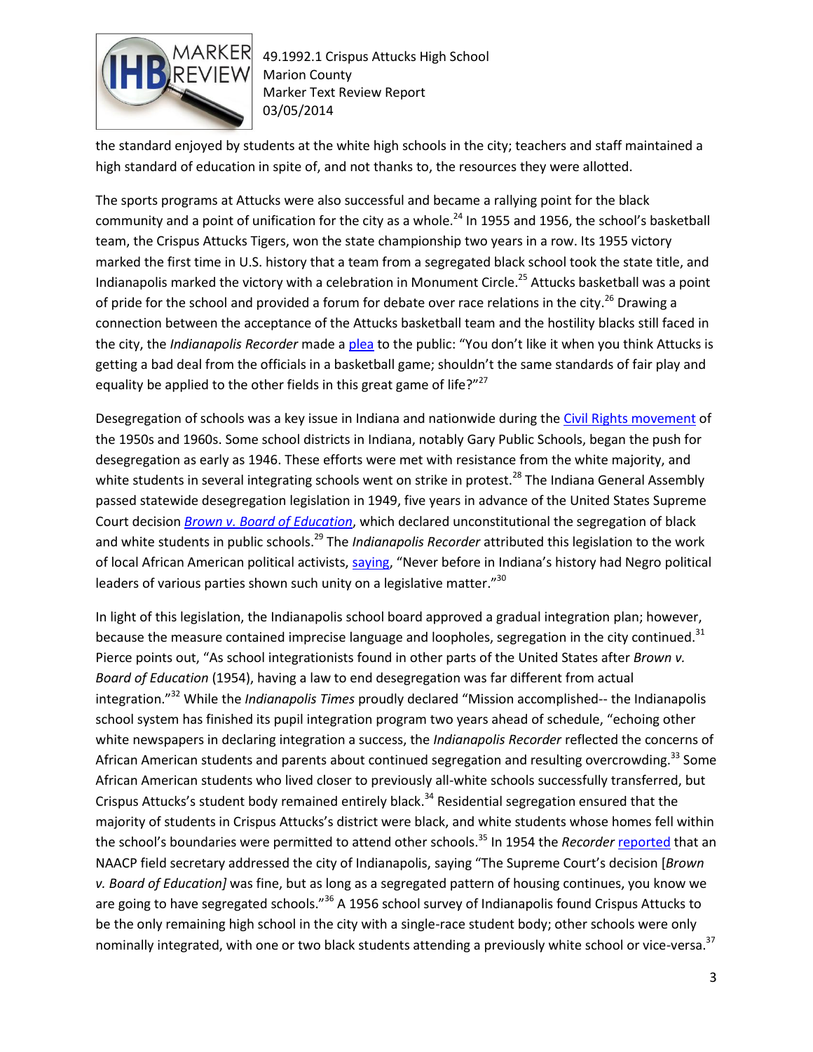the standard enjoyed by students at the white high schools in the city; teachers and staff maintained a high standard of education in spite of, and not thanks to, the resources they were allotted.

The sports programs at Attucks were also successful and became a rallying point for the black community and a point of unification for the city as a whole.[24] In 1955 and 1956, the school's basketball team, the Crispus Attucks Tigers, won the state championship two years in a row. Its 1955 victory marked the first time in U.S. history that a team from a segregated black school took the state title, and Indianapolis marked the victory with a celebration in Monument Circle.[25] Attucks basketball was a point of pride for the school and provided a forum for debate over race relations in the city.[26] Drawing a connection between the acceptance of the Attucks basketball team and the hostility blacks still faced in the city, the *Indianapolis Recorder* made a plea to the public: "You don't like it when you think Attucks is getting a bad deal from the officials in a basketball game; shouldn't the same standards of fair play and equality be applied to the other fields in this great game of life?"[27]

Desegregation of schools was a key issue in Indiana and nationwide during the Civil Rights movement of the 1950s and 1960s. Some school districts in Indiana, notably Gary Public Schools, began the push for desegregation as early as 1946. These efforts were met with resistance from the white majority, and white students in several integrating schools went on strike in protest.[28] The Indiana General Assembly passed statewide desegregation legislation in 1949, five years in advance of the United States Supreme Court decision *Brown v. Board of Education*, which declared unconstitutional the segregation of black and white students in public schools.[29] The *Indianapolis Recorder* attributed this legislation to the work of local African American political activists, saying, "Never before in Indiana's history had Negro political leaders of various parties shown such unity on a legislative matter."[30]

In light of this legislation, the Indianapolis school board approved a gradual integration plan; however, because the measure contained imprecise language and loopholes, segregation in the city continued.[31] Pierce points out, "As school integrationists found in other parts of the United States after *Brown v. Board of Education* (1954), having a law to end desegregation was far different from actual integration."[32] While the *Indianapolis Times* proudly declared "Mission accomplished-- the Indianapolis school system has finished its pupil integration program two years ahead of schedule, "echoing other white newspapers in declaring integration a success, the *Indianapolis Recorder* reflected the concerns of African American students and parents about continued segregation and resulting overcrowding.[33] Some African American students who lived closer to previously all-white schools successfully transferred, but Crispus Attucks's student body remained entirely black.[34] Residential segregation ensured that the majority of students in Crispus Attucks's district were black, and white students whose homes fell within the school's boundaries were permitted to attend other schools.[35] In 1954 the *Recorder* reported that an NAACP field secretary addressed the city of Indianapolis, saying "The Supreme Court's decision [*Brown v. Board of Education]* was fine, but as long as a segregated pattern of housing continues, you know we are going to have segregated schools."[36] A 1956 school survey of Indianapolis found Crispus Attucks to be the only remaining high school in the city with a single-race student body; other schools were only nominally integrated, with one or two black students attending a previously white school or vice-versa.[37]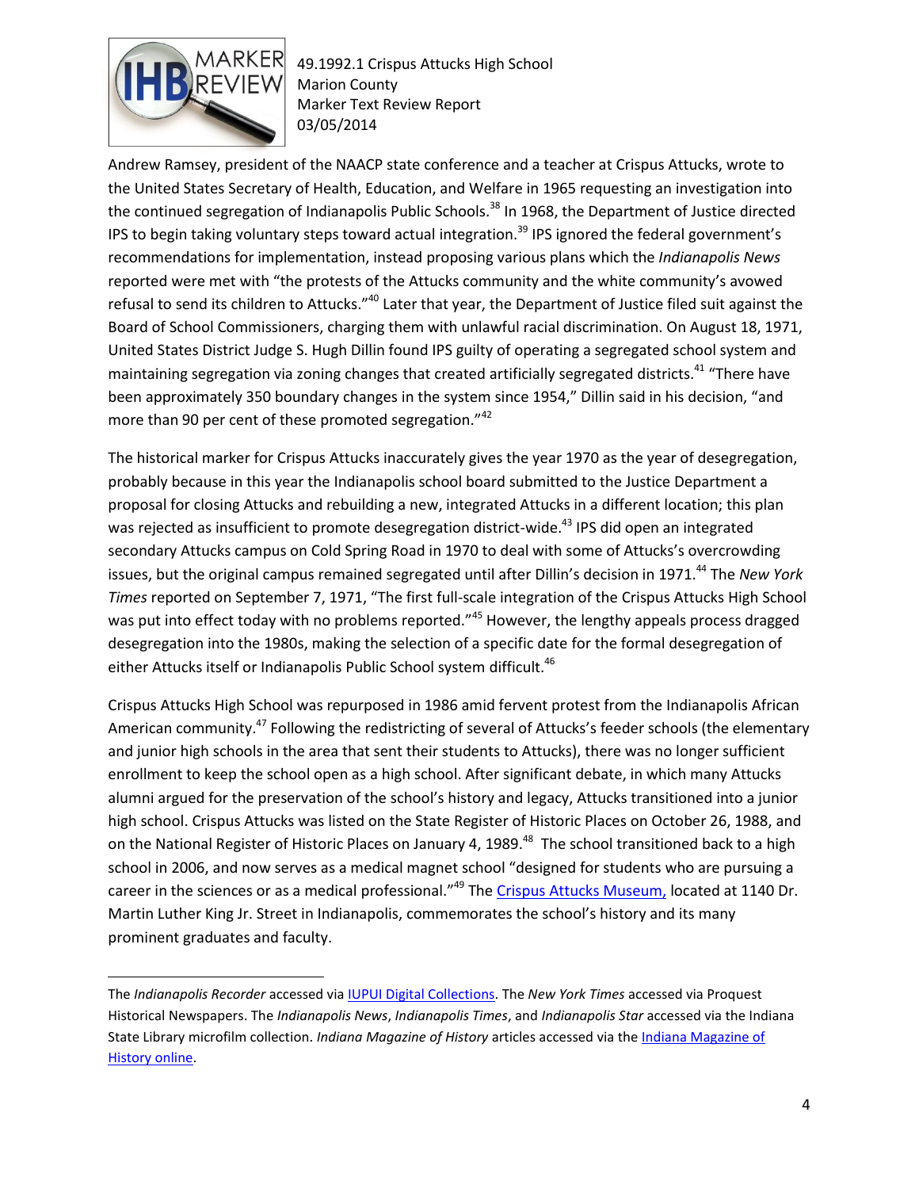Andrew Ramsey, president of the NAACP state conference and a teacher at Crispus Attucks, wrote to the United States Secretary of Health, Education, and Welfare in 1965 requesting an investigation into the continued segregation of Indianapolis Public Schools.[38] In 1968, the Department of Justice directed IPS to begin taking voluntary steps toward actual integration.[39] IPS ignored the federal government's recommendations for implementation, instead proposing various plans which the *Indianapolis News* reported were met with "the protests of the Attucks community and the white community's avowed refusal to send its children to Attucks."[40] Later that year, the Department of Justice filed suit against the Board of School Commissioners, charging them with unlawful racial discrimination. On August 18, 1971, United States District Judge S. Hugh Dillin found IPS guilty of operating a segregated school system and maintaining segregation via zoning changes that created artificially segregated districts.[41] "There have been approximately 350 boundary changes in the system since 1954," Dillin said in his decision, "and more than 90 per cent of these promoted segregation."[42]

The historical marker for Crispus Attucks inaccurately gives the year 1970 as the year of desegregation, probably because in this year the Indianapolis school board submitted to the Justice Department a proposal for closing Attucks and rebuilding a new, integrated Attucks in a different location; this plan was rejected as insufficient to promote desegregation district-wide.[43] IPS did open an integrated secondary Attucks campus on Cold Spring Road in 1970 to deal with some of Attucks's overcrowding issues, but the original campus remained segregated until after Dillin's decision in 1971.[44] The *New York Times* reported on September 7, 1971, "The first full-scale integration of the Crispus Attucks High School was put into effect today with no problems reported."[45] However, the lengthy appeals process dragged desegregation into the 1980s, making the selection of a specific date for the formal desegregation of either Attucks itself or Indianapolis Public School system difficult.[46]

Crispus Attucks High School was repurposed in 1986 amid fervent protest from the Indianapolis African American community.[47] Following the redistricting of several of Attucks's feeder schools (the elementary and junior high schools in the area that sent their students to Attucks), there was no longer sufficient enrollment to keep the school open as a high school. After significant debate, in which many Attucks alumni argued for the preservation of the school's history and legacy, Attucks transitioned into a junior high school. Crispus Attucks was listed on the State Register of Historic Places on October 26, 1988, and on the National Register of Historic Places on January 4, 1989.[48] The school transitioned back to a high school in 2006, and now serves as a medical magnet school "designed for students who are pursuing a career in the sciences or as a medical professional."[49] The Crispus Attucks Museum, located at 1140 Dr. Martin Luther King Jr. Street in Indianapolis, commemorates the school's history and its many prominent graduates and faculty.

---

The *Indianapolis Recorder* accessed via IUPUI Digital Collections. The *New York Times* accessed via Proquest Historical Newspapers. The *Indianapolis News*, *Indianapolis Times*, and *Indianapolis Star* accessed via the Indiana State Library microfilm collection. *Indiana Magazine of History* articles accessed via the Indiana Magazine of History online.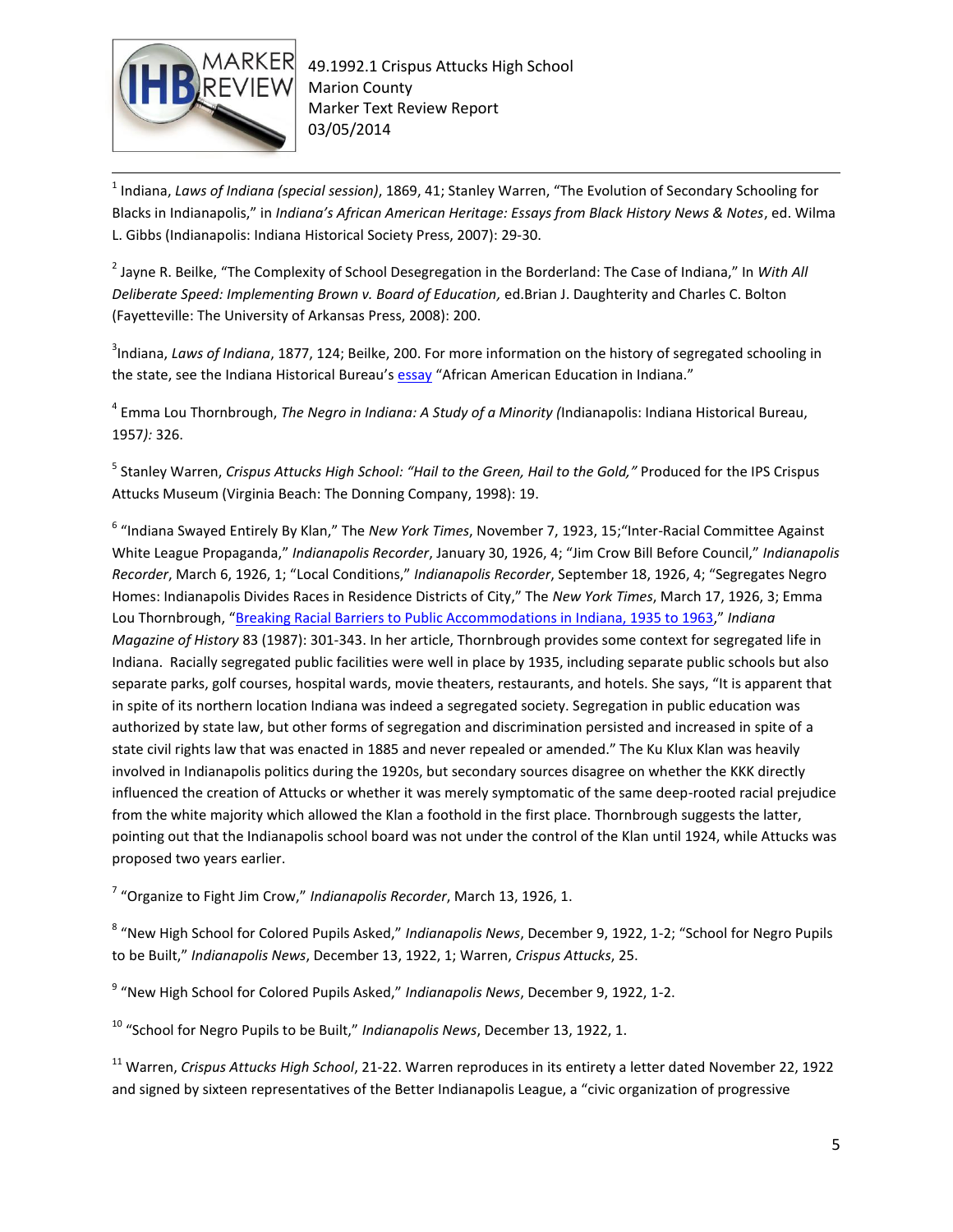[1] Indiana, *Laws of Indiana (special session)*, 1869, 41; Stanley Warren, "The Evolution of Secondary Schooling for Blacks in Indianapolis," in *Indiana's African American Heritage: Essays from Black History News & Notes*, ed. Wilma L. Gibbs (Indianapolis: Indiana Historical Society Press, 2007): 29-30.

[2] Jayne R. Beilke, "The Complexity of School Desegregation in the Borderland: The Case of Indiana," In *With All Deliberate Speed: Implementing Brown v. Board of Education,* ed.Brian J. Daughterity and Charles C. Bolton (Fayetteville: The University of Arkansas Press, 2008): 200.

[3] Indiana, *Laws of Indiana*, 1877, 124; Beilke, 200. For more information on the history of segregated schooling in the state, see the Indiana Historical Bureau's essay "African American Education in Indiana."

[4] Emma Lou Thornbrough, *The Negro in Indiana: A Study of a Minority (*Indianapolis: Indiana Historical Bureau, 1957*):* 326.

[5] Stanley Warren, *Crispus Attucks High School: "Hail to the Green, Hail to the Gold,"* Produced for the IPS Crispus Attucks Museum (Virginia Beach: The Donning Company, 1998): 19.

[6] "Indiana Swayed Entirely By Klan," The *New York Times*, November 7, 1923, 15;"Inter-Racial Committee Against White League Propaganda," *Indianapolis Recorder*, January 30, 1926, 4; "Jim Crow Bill Before Council," *Indianapolis Recorder*, March 6, 1926, 1; "Local Conditions," *Indianapolis Recorder*, September 18, 1926, 4; "Segregates Negro Homes: Indianapolis Divides Races in Residence Districts of City," The *New York Times*, March 17, 1926, 3; Emma Lou Thornbrough, "Breaking Racial Barriers to Public Accommodations in Indiana, 1935 to 1963," *Indiana Magazine of History* 83 (1987): 301-343. In her article, Thornbrough provides some context for segregated life in Indiana. Racially segregated public facilities were well in place by 1935, including separate public schools but also separate parks, golf courses, hospital wards, movie theaters, restaurants, and hotels. She says, "It is apparent that in spite of its northern location Indiana was indeed a segregated society. Segregation in public education was authorized by state law, but other forms of segregation and discrimination persisted and increased in spite of a state civil rights law that was enacted in 1885 and never repealed or amended." The Ku Klux Klan was heavily involved in Indianapolis politics during the 1920s, but secondary sources disagree on whether the KKK directly influenced the creation of Attucks or whether it was merely symptomatic of the same deep-rooted racial prejudice from the white majority which allowed the Klan a foothold in the first place. Thornbrough suggests the latter, pointing out that the Indianapolis school board was not under the control of the Klan until 1924, while Attucks was proposed two years earlier.

[7] "Organize to Fight Jim Crow," *Indianapolis Recorder*, March 13, 1926, 1.

[8] "New High School for Colored Pupils Asked," *Indianapolis News*, December 9, 1922, 1-2; "School for Negro Pupils to be Built," *Indianapolis News*, December 13, 1922, 1; Warren, *Crispus Attucks*, 25.

[9] "New High School for Colored Pupils Asked," *Indianapolis News*, December 9, 1922, 1-2.

[10] "School for Negro Pupils to be Built," *Indianapolis News*, December 13, 1922, 1.

[11] Warren, *Crispus Attucks High School*, 21-22. Warren reproduces in its entirety a letter dated November 22, 1922 and signed by sixteen representatives of the Better Indianapolis League, a "civic organization of progressive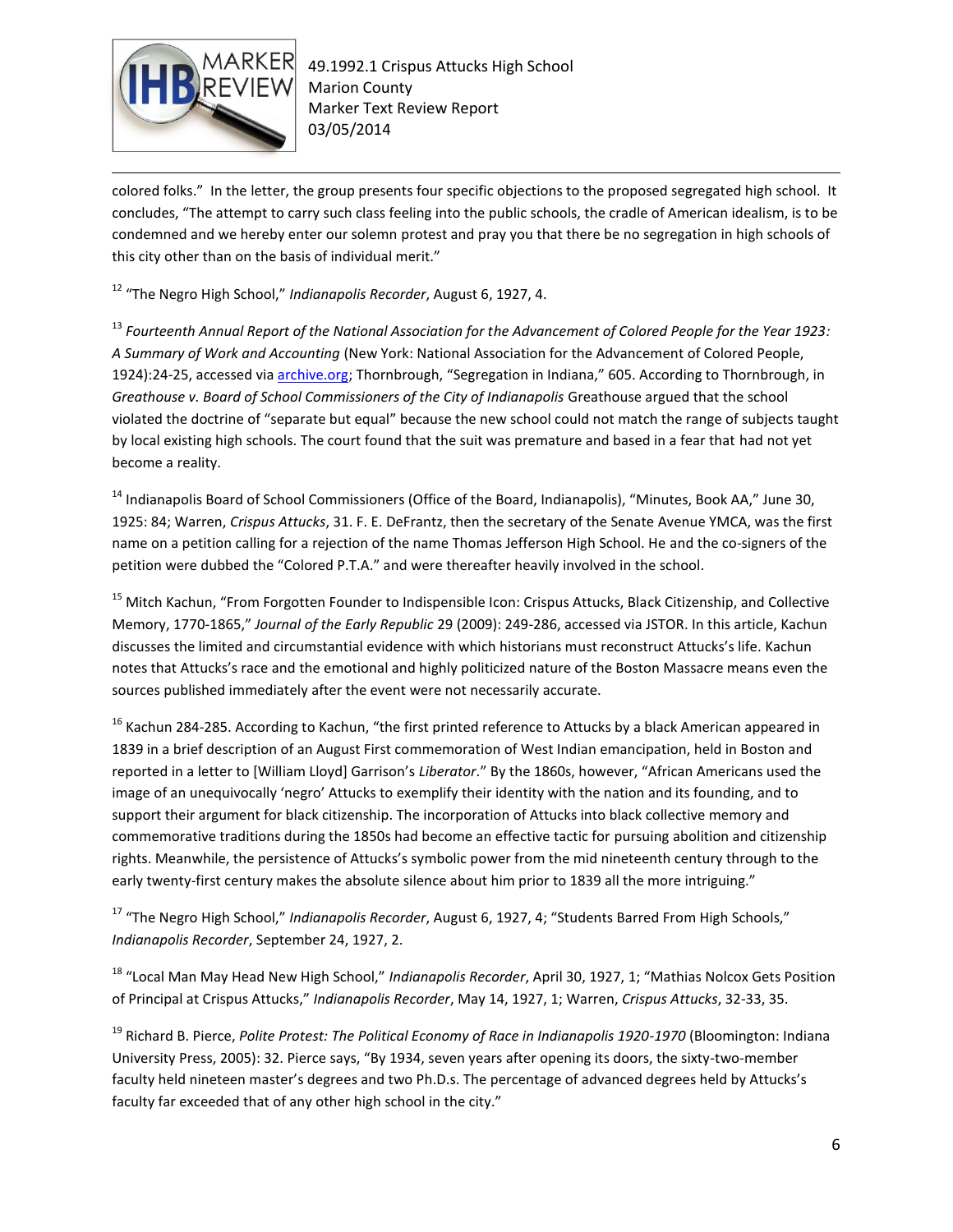colored folks." In the letter, the group presents four specific objections to the proposed segregated high school. It concludes, "The attempt to carry such class feeling into the public schools, the cradle of American idealism, is to be condemned and we hereby enter our solemn protest and pray you that there be no segregation in high schools of this city other than on the basis of individual merit."

[12] "The Negro High School," *Indianapolis Recorder*, August 6, 1927, 4.

[13] *Fourteenth Annual Report of the National Association for the Advancement of Colored People for the Year 1923: A Summary of Work and Accounting* (New York: National Association for the Advancement of Colored People, 1924):24-25, accessed via archive.org; Thornbrough, "Segregation in Indiana," 605. According to Thornbrough, in *Greathouse v. Board of School Commissioners of the City of Indianapolis* Greathouse argued that the school violated the doctrine of "separate but equal" because the new school could not match the range of subjects taught by local existing high schools. The court found that the suit was premature and based in a fear that had not yet become a reality.

[14] Indianapolis Board of School Commissioners (Office of the Board, Indianapolis), "Minutes, Book AA," June 30, 1925: 84; Warren, *Crispus Attucks*, 31. F. E. DeFrantz, then the secretary of the Senate Avenue YMCA, was the first name on a petition calling for a rejection of the name Thomas Jefferson High School. He and the co-signers of the petition were dubbed the "Colored P.T.A." and were thereafter heavily involved in the school.

[15] Mitch Kachun, "From Forgotten Founder to Indispensible Icon: Crispus Attucks, Black Citizenship, and Collective Memory, 1770-1865," *Journal of the Early Republic* 29 (2009): 249-286, accessed via JSTOR. In this article, Kachun discusses the limited and circumstantial evidence with which historians must reconstruct Attucks's life. Kachun notes that Attucks's race and the emotional and highly politicized nature of the Boston Massacre means even the sources published immediately after the event were not necessarily accurate.

[16] Kachun 284-285. According to Kachun, "the first printed reference to Attucks by a black American appeared in 1839 in a brief description of an August First commemoration of West Indian emancipation, held in Boston and reported in a letter to [William Lloyd] Garrison's *Liberator*." By the 1860s, however, "African Americans used the image of an unequivocally 'negro' Attucks to exemplify their identity with the nation and its founding, and to support their argument for black citizenship. The incorporation of Attucks into black collective memory and commemorative traditions during the 1850s had become an effective tactic for pursuing abolition and citizenship rights. Meanwhile, the persistence of Attucks's symbolic power from the mid nineteenth century through to the early twenty-first century makes the absolute silence about him prior to 1839 all the more intriguing."

[17] "The Negro High School," *Indianapolis Recorder*, August 6, 1927, 4; "Students Barred From High Schools," *Indianapolis Recorder*, September 24, 1927, 2.

[18] "Local Man May Head New High School," *Indianapolis Recorder*, April 30, 1927, 1; "Mathias Nolcox Gets Position of Principal at Crispus Attucks," *Indianapolis Recorder*, May 14, 1927, 1; Warren, *Crispus Attucks*, 32-33, 35.

[19] Richard B. Pierce, *Polite Protest: The Political Economy of Race in Indianapolis 1920-1970* (Bloomington: Indiana University Press, 2005): 32. Pierce says, "By 1934, seven years after opening its doors, the sixty-two-member faculty held nineteen master's degrees and two Ph.D.s. The percentage of advanced degrees held by Attucks's faculty far exceeded that of any other high school in the city."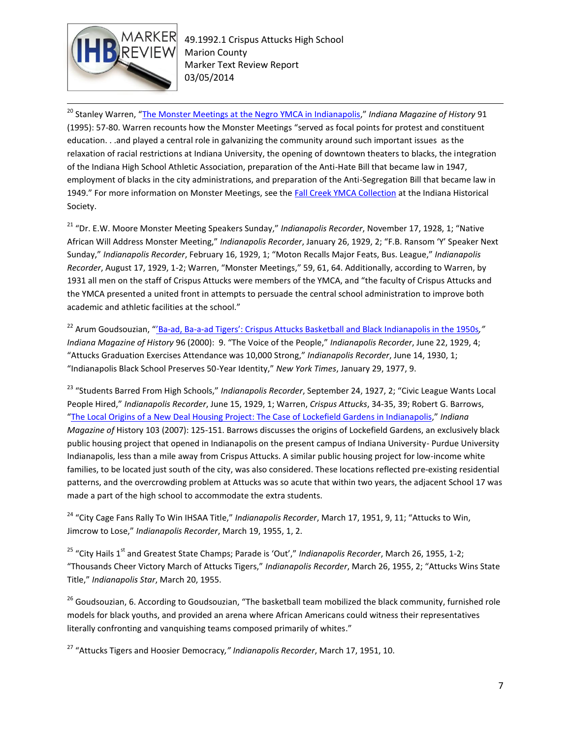[20] Stanley Warren, "The Monster Meetings at the Negro YMCA in Indianapolis," *Indiana Magazine of History* 91 (1995): 57-80. Warren recounts how the Monster Meetings "served as focal points for protest and constituent education. . .and played a central role in galvanizing the community around such important issues as the relaxation of racial restrictions at Indiana University, the opening of downtown theaters to blacks, the integration of the Indiana High School Athletic Association, preparation of the Anti-Hate Bill that became law in 1947, employment of blacks in the city administrations, and preparation of the Anti-Segregation Bill that became law in 1949." For more information on Monster Meetings, see the Fall Creek YMCA Collection at the Indiana Historical Society.

[21] "Dr. E.W. Moore Monster Meeting Speakers Sunday," *Indianapolis Recorder*, November 17, 1928, 1; "Native African Will Address Monster Meeting," *Indianapolis Recorder*, January 26, 1929, 2; "F.B. Ransom 'Y' Speaker Next Sunday," *Indianapolis Recorder*, February 16, 1929, 1; "Moton Recalls Major Feats, Bus. League," *Indianapolis Recorder*, August 17, 1929, 1-2; Warren, "Monster Meetings," 59, 61, 64. Additionally, according to Warren, by 1931 all men on the staff of Crispus Attucks were members of the YMCA, and "the faculty of Crispus Attucks and the YMCA presented a united front in attempts to persuade the central school administration to improve both academic and athletic facilities at the school."

[22] Arum Goudsouzian, "'Ba-ad, Ba-a-ad Tigers': Crispus Attucks Basketball and Black Indianapolis in the 1950s," *Indiana Magazine of History* 96 (2000): 9. "The Voice of the People," *Indianapolis Recorder*, June 22, 1929, 4; "Attucks Graduation Exercises Attendance was 10,000 Strong," *Indianapolis Recorder*, June 14, 1930, 1; "Indianapolis Black School Preserves 50-Year Identity," *New York Times*, January 29, 1977, 9.

[23] "Students Barred From High Schools," *Indianapolis Recorder*, September 24, 1927, 2; "Civic League Wants Local People Hired," *Indianapolis Recorder*, June 15, 1929, 1; Warren, *Crispus Attucks*, 34-35, 39; Robert G. Barrows, "The Local Origins of a New Deal Housing Project: The Case of Lockefield Gardens in Indianapolis," *Indiana Magazine of* History 103 (2007): 125-151. Barrows discusses the origins of Lockefield Gardens, an exclusively black public housing project that opened in Indianapolis on the present campus of Indiana University- Purdue University Indianapolis, less than a mile away from Crispus Attucks. A similar public housing project for low-income white families, to be located just south of the city, was also considered. These locations reflected pre-existing residential patterns, and the overcrowding problem at Attucks was so acute that within two years, the adjacent School 17 was made a part of the high school to accommodate the extra students.

[24] "City Cage Fans Rally To Win IHSAA Title," *Indianapolis Recorder*, March 17, 1951, 9, 11; "Attucks to Win, Jimcrow to Lose," *Indianapolis Recorder*, March 19, 1955, 1, 2.

[25] "City Hails 1st and Greatest State Champs; Parade is 'Out'," *Indianapolis Recorder*, March 26, 1955, 1-2; "Thousands Cheer Victory March of Attucks Tigers," *Indianapolis Recorder*, March 26, 1955, 2; "Attucks Wins State Title," *Indianapolis Star*, March 20, 1955.

[26] Goudsouzian, 6. According to Goudsouzian, "The basketball team mobilized the black community, furnished role models for black youths, and provided an arena where African Americans could witness their representatives literally confronting and vanquishing teams composed primarily of whites."

[27] "Attucks Tigers and Hoosier Democracy," *Indianapolis Recorder*, March 17, 1951, 10.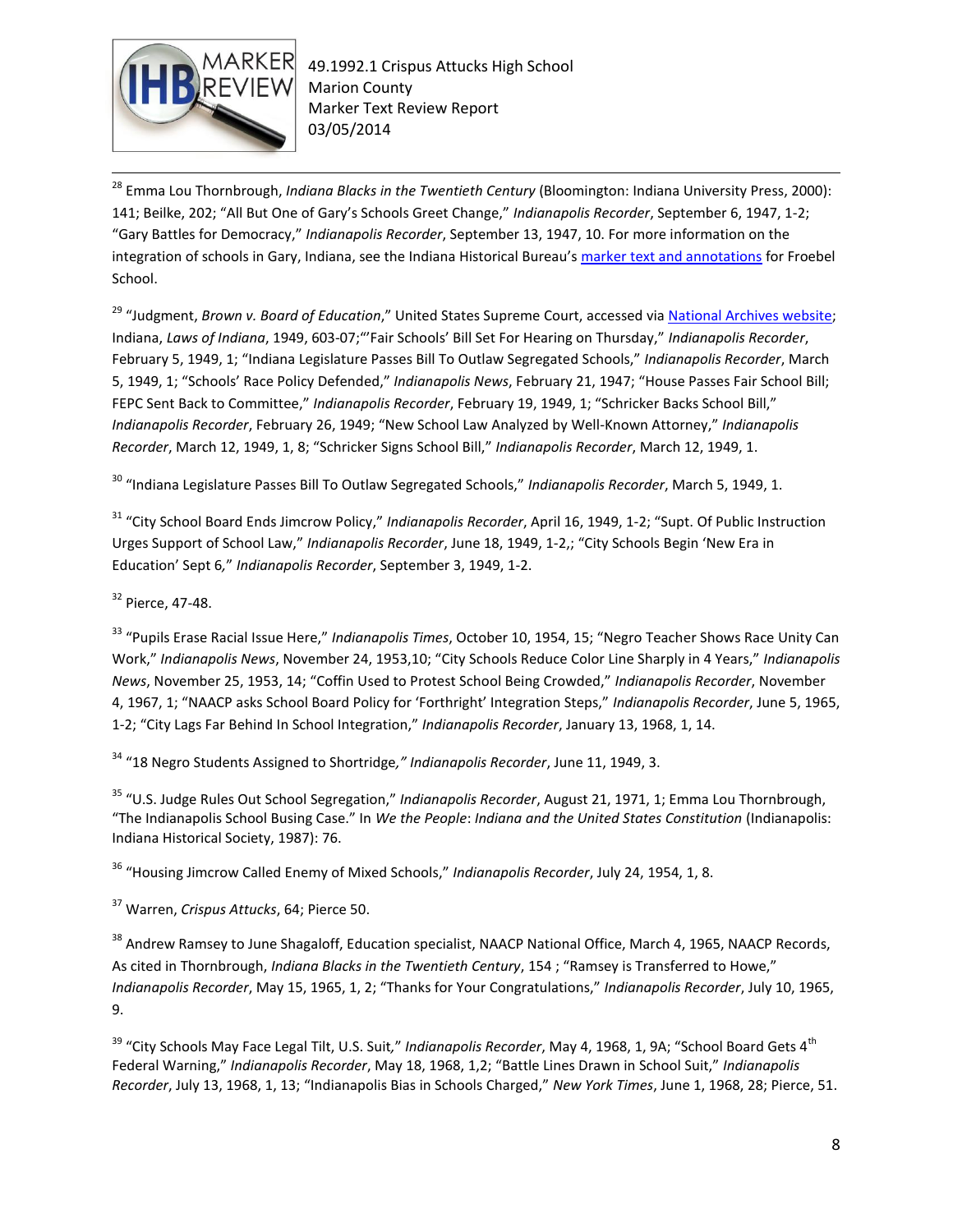[28] Emma Lou Thornbrough, *Indiana Blacks in the Twentieth Century* (Bloomington: Indiana University Press, 2000): 141; Beilke, 202; "All But One of Gary's Schools Greet Change," *Indianapolis Recorder*, September 6, 1947, 1-2; "Gary Battles for Democracy," *Indianapolis Recorder*, September 13, 1947, 10. For more information on the integration of schools in Gary, Indiana, see the Indiana Historical Bureau's marker text and annotations for Froebel School.

[29] "Judgment, *Brown v. Board of Education*," United States Supreme Court, accessed via National Archives website; Indiana, *Laws of Indiana*, 1949, 603-07;"'Fair Schools' Bill Set For Hearing on Thursday," *Indianapolis Recorder*, February 5, 1949, 1; "Indiana Legislature Passes Bill To Outlaw Segregated Schools," *Indianapolis Recorder*, March 5, 1949, 1; "Schools' Race Policy Defended," *Indianapolis News*, February 21, 1947; "House Passes Fair School Bill; FEPC Sent Back to Committee," *Indianapolis Recorder*, February 19, 1949, 1; "Schricker Backs School Bill," *Indianapolis Recorder*, February 26, 1949; "New School Law Analyzed by Well-Known Attorney," *Indianapolis Recorder*, March 12, 1949, 1, 8; "Schricker Signs School Bill," *Indianapolis Recorder*, March 12, 1949, 1.

[30] "Indiana Legislature Passes Bill To Outlaw Segregated Schools," *Indianapolis Recorder*, March 5, 1949, 1.

[31] "City School Board Ends Jimcrow Policy," *Indianapolis Recorder*, April 16, 1949, 1-2; "Supt. Of Public Instruction Urges Support of School Law," *Indianapolis Recorder*, June 18, 1949, 1-2,; "City Schools Begin 'New Era in Education' Sept 6," *Indianapolis Recorder*, September 3, 1949, 1-2.

[32] Pierce, 47-48.

[33] "Pupils Erase Racial Issue Here," *Indianapolis Times*, October 10, 1954, 15; "Negro Teacher Shows Race Unity Can Work," *Indianapolis News*, November 24, 1953,10; "City Schools Reduce Color Line Sharply in 4 Years," *Indianapolis News*, November 25, 1953, 14; "Coffin Used to Protest School Being Crowded," *Indianapolis Recorder*, November 4, 1967, 1; "NAACP asks School Board Policy for 'Forthright' Integration Steps," *Indianapolis Recorder*, June 5, 1965, 1-2; "City Lags Far Behind In School Integration," *Indianapolis Recorder*, January 13, 1968, 1, 14.

[34] "18 Negro Students Assigned to Shortridge," *Indianapolis Recorder*, June 11, 1949, 3.

[35] "U.S. Judge Rules Out School Segregation," *Indianapolis Recorder*, August 21, 1971, 1; Emma Lou Thornbrough, "The Indianapolis School Busing Case." In *We the People*: *Indiana and the United States Constitution* (Indianapolis: Indiana Historical Society, 1987): 76.

[36] "Housing Jimcrow Called Enemy of Mixed Schools," *Indianapolis Recorder*, July 24, 1954, 1, 8.

[37] Warren, *Crispus Attucks*, 64; Pierce 50.

[38] Andrew Ramsey to June Shagaloff, Education specialist, NAACP National Office, March 4, 1965, NAACP Records, As cited in Thornbrough, *Indiana Blacks in the Twentieth Century*, 154 ; "Ramsey is Transferred to Howe," *Indianapolis Recorder*, May 15, 1965, 1, 2; "Thanks for Your Congratulations," *Indianapolis Recorder*, July 10, 1965, 9.

[39] "City Schools May Face Legal Tilt, U.S. Suit," *Indianapolis Recorder*, May 4, 1968, 1, 9A; "School Board Gets 4th Federal Warning," *Indianapolis Recorder*, May 18, 1968, 1,2; "Battle Lines Drawn in School Suit," *Indianapolis Recorder*, July 13, 1968, 1, 13; "Indianapolis Bias in Schools Charged," *New York Times*, June 1, 1968, 28; Pierce, 51.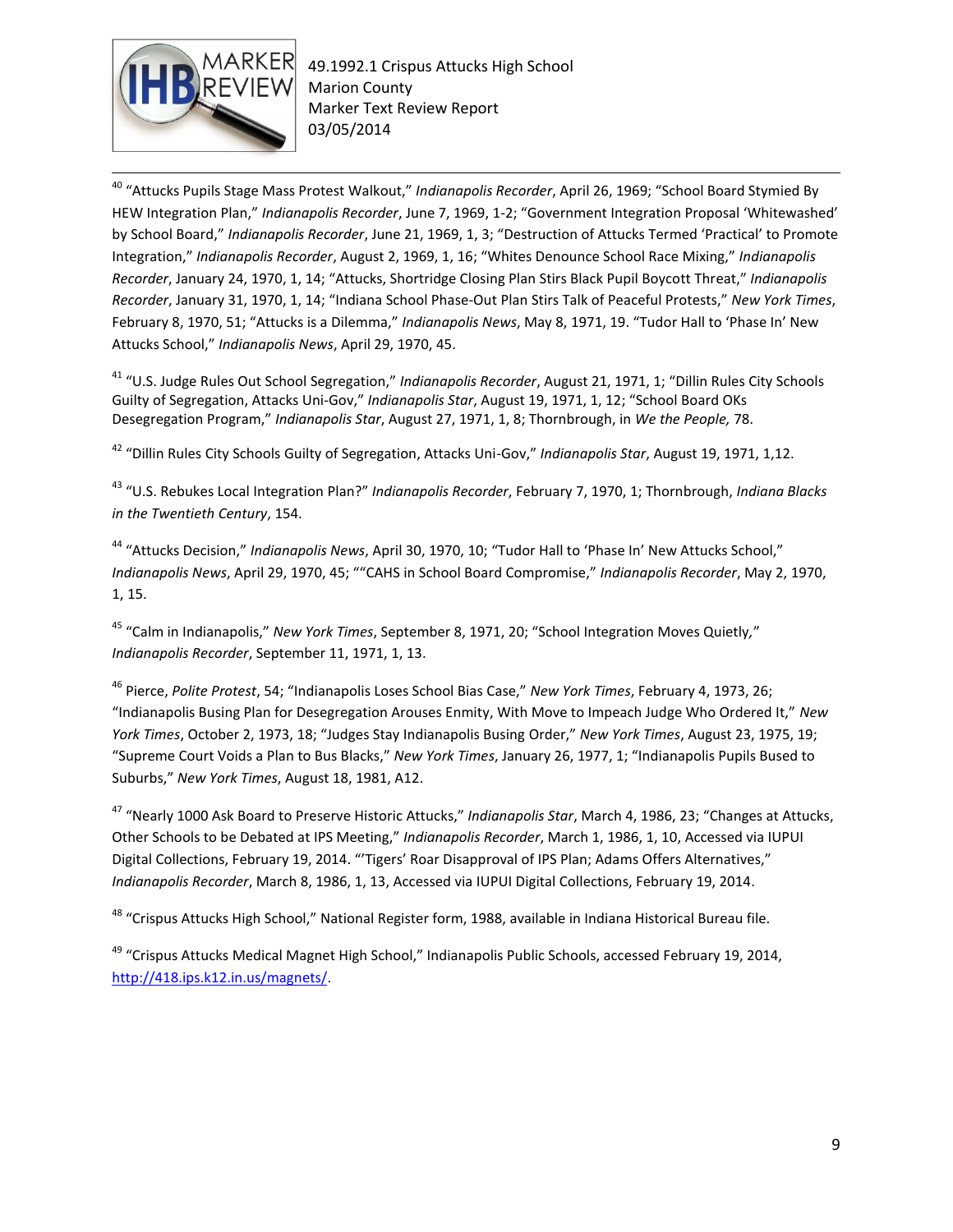[40] "Attucks Pupils Stage Mass Protest Walkout," *Indianapolis Recorder*, April 26, 1969; "School Board Stymied By HEW Integration Plan," *Indianapolis Recorder*, June 7, 1969, 1-2; "Government Integration Proposal 'Whitewashed' by School Board," *Indianapolis Recorder*, June 21, 1969, 1, 3; "Destruction of Attucks Termed 'Practical' to Promote Integration," *Indianapolis Recorder*, August 2, 1969, 1, 16; "Whites Denounce School Race Mixing," *Indianapolis Recorder*, January 24, 1970, 1, 14; "Attucks, Shortridge Closing Plan Stirs Black Pupil Boycott Threat," *Indianapolis Recorder*, January 31, 1970, 1, 14; "Indiana School Phase-Out Plan Stirs Talk of Peaceful Protests," *New York Times*, February 8, 1970, 51; "Attucks is a Dilemma," *Indianapolis News*, May 8, 1971, 19. "Tudor Hall to 'Phase In' New Attucks School," *Indianapolis News*, April 29, 1970, 45.

[41] "U.S. Judge Rules Out School Segregation," *Indianapolis Recorder*, August 21, 1971, 1; "Dillin Rules City Schools Guilty of Segregation, Attacks Uni-Gov," *Indianapolis Star*, August 19, 1971, 1, 12; "School Board OKs Desegregation Program," *Indianapolis Star*, August 27, 1971, 1, 8; Thornbrough, in *We the People,* 78.

[42] "Dillin Rules City Schools Guilty of Segregation, Attacks Uni-Gov," *Indianapolis Star*, August 19, 1971, 1,12.

[43] "U.S. Rebukes Local Integration Plan?" *Indianapolis Recorder*, February 7, 1970, 1; Thornbrough, *Indiana Blacks in the Twentieth Century*, 154.

[44] "Attucks Decision," *Indianapolis News*, April 30, 1970, 10; "Tudor Hall to 'Phase In' New Attucks School," *Indianapolis News*, April 29, 1970, 45; ""CAHS in School Board Compromise," *Indianapolis Recorder*, May 2, 1970, 1, 15.

[45] "Calm in Indianapolis," *New York Times*, September 8, 1971, 20; "School Integration Moves Quietly," *Indianapolis Recorder*, September 11, 1971, 1, 13.

[46] Pierce, *Polite Protest*, 54; "Indianapolis Loses School Bias Case," *New York Times*, February 4, 1973, 26; "Indianapolis Busing Plan for Desegregation Arouses Enmity, With Move to Impeach Judge Who Ordered It," *New York Times*, October 2, 1973, 18; "Judges Stay Indianapolis Busing Order," *New York Times*, August 23, 1975, 19; "Supreme Court Voids a Plan to Bus Blacks," *New York Times*, January 26, 1977, 1; "Indianapolis Pupils Bused to Suburbs," *New York Times*, August 18, 1981, A12.

[47] "Nearly 1000 Ask Board to Preserve Historic Attucks," *Indianapolis Star*, March 4, 1986, 23; "Changes at Attucks, Other Schools to be Debated at IPS Meeting," *Indianapolis Recorder*, March 1, 1986, 1, 10, Accessed via IUPUI Digital Collections, February 19, 2014. "'Tigers' Roar Disapproval of IPS Plan; Adams Offers Alternatives," *Indianapolis Recorder*, March 8, 1986, 1, 13, Accessed via IUPUI Digital Collections, February 19, 2014.

[48] "Crispus Attucks High School," National Register form, 1988, available in Indiana Historical Bureau file.

[49] "Crispus Attucks Medical Magnet High School," Indianapolis Public Schools, accessed February 19, 2014, http://418.ips.k12.in.us/magnets/.